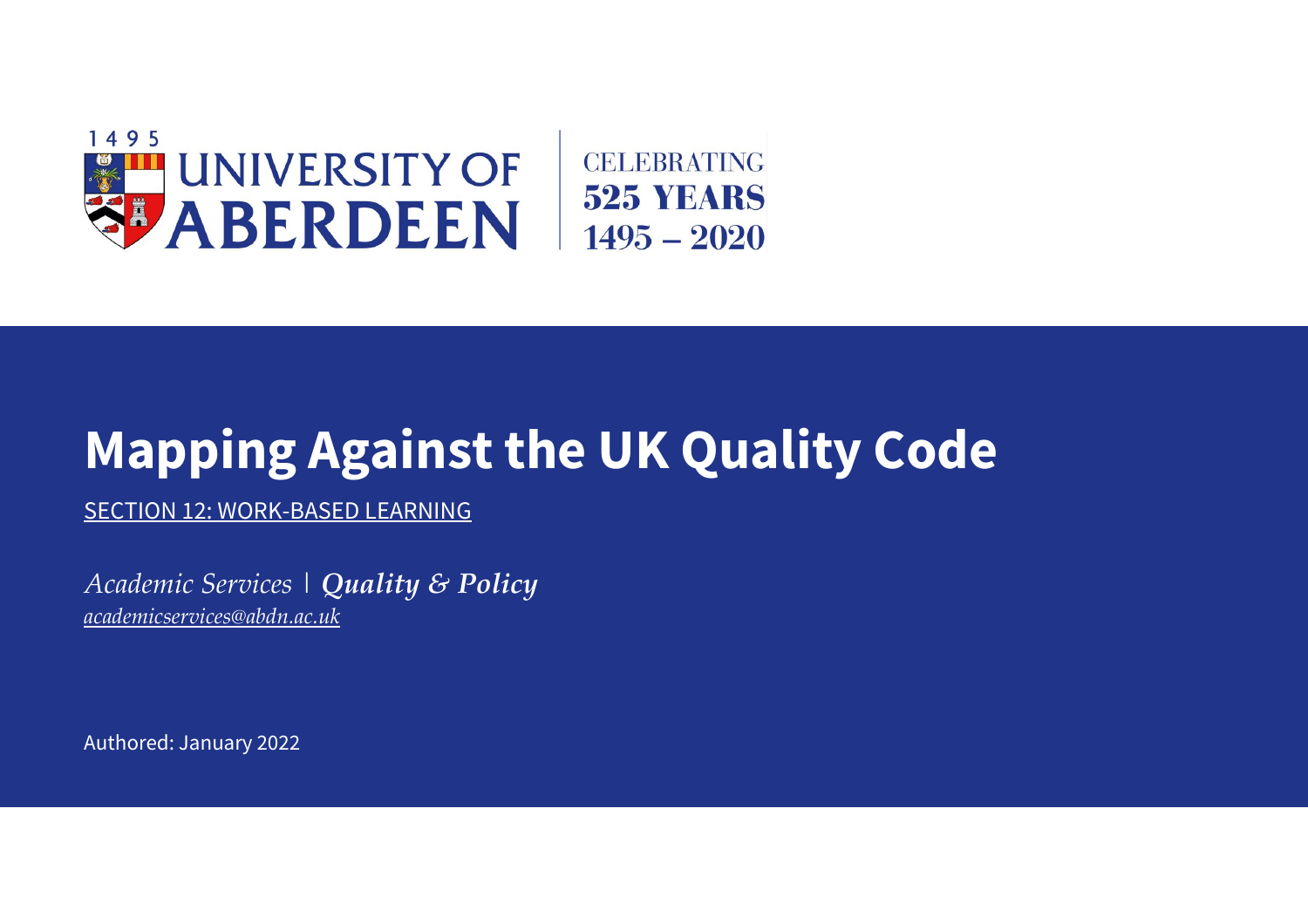1495 UNIVERSITY OF ABERDEEN | CELEBRATING 525 YEARS 1495 – 2020

# Mapping Against the UK Quality Code

SECTION 12: WORK-BASED LEARNING

*Academic Services* | ***Quality & Policy***
*academicservices@abdn.ac.uk*

Authored: January 2022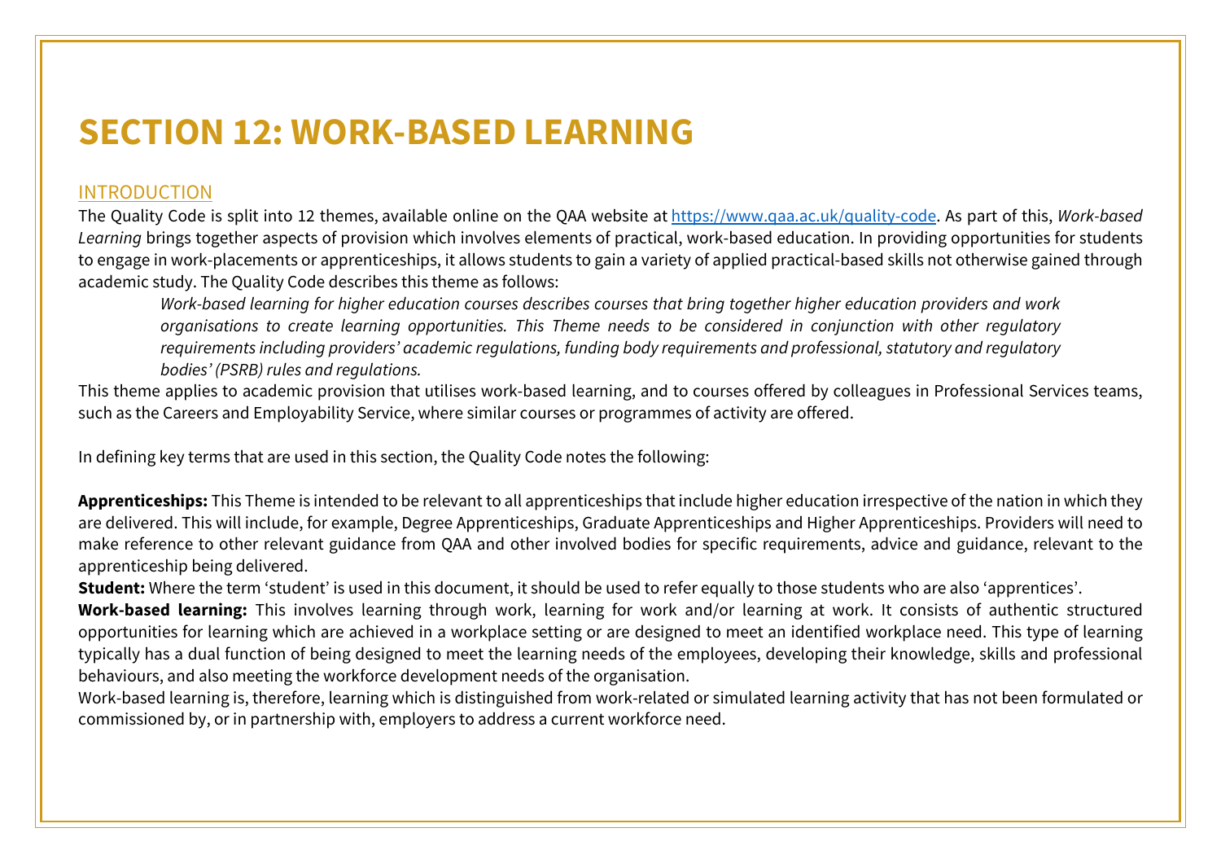# SECTION 12: WORK-BASED LEARNING

## INTRODUCTION

The Quality Code is split into 12 themes, available online on the QAA website at [https://www.qaa.ac.uk/quality-code](https://www.qaa.ac.uk/quality-code). As part of this, *Work-based Learning* brings together aspects of provision which involves elements of practical, work-based education. In providing opportunities for students to engage in work-placements or apprenticeships, it allows students to gain a variety of applied practical-based skills not otherwise gained through academic study. The Quality Code describes this theme as follows:

> *Work-based learning for higher education courses describes courses that bring together higher education providers and work organisations to create learning opportunities. This Theme needs to be considered in conjunction with other regulatory requirements including providers' academic regulations, funding body requirements and professional, statutory and regulatory bodies' (PSRB) rules and regulations.*

This theme applies to academic provision that utilises work-based learning, and to courses offered by colleagues in Professional Services teams, such as the Careers and Employability Service, where similar courses or programmes of activity are offered.

In defining key terms that are used in this section, the Quality Code notes the following:

**Apprenticeships:** This Theme is intended to be relevant to all apprenticeships that include higher education irrespective of the nation in which they are delivered. This will include, for example, Degree Apprenticeships, Graduate Apprenticeships and Higher Apprenticeships. Providers will need to make reference to other relevant guidance from QAA and other involved bodies for specific requirements, advice and guidance, relevant to the apprenticeship being delivered.

**Student:** Where the term 'student' is used in this document, it should be used to refer equally to those students who are also 'apprentices'.

**Work-based learning:** This involves learning through work, learning for work and/or learning at work. It consists of authentic structured opportunities for learning which are achieved in a workplace setting or are designed to meet an identified workplace need. This type of learning typically has a dual function of being designed to meet the learning needs of the employees, developing their knowledge, skills and professional behaviours, and also meeting the workforce development needs of the organisation.

Work-based learning is, therefore, learning which is distinguished from work-related or simulated learning activity that has not been formulated or commissioned by, or in partnership with, employers to address a current workforce need.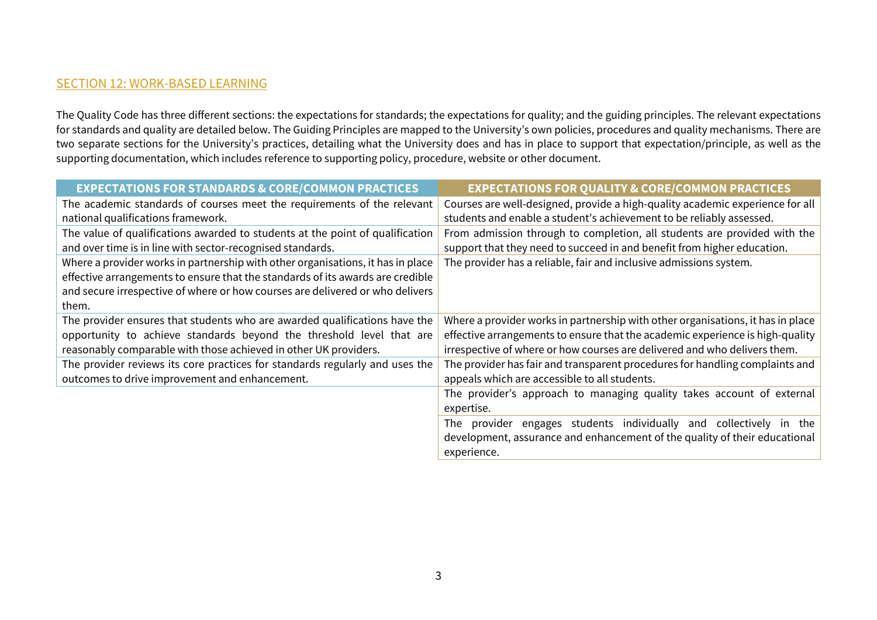## SECTION 12: WORK-BASED LEARNING

The Quality Code has three different sections: the expectations for standards; the expectations for quality; and the guiding principles. The relevant expectations for standards and quality are detailed below. The Guiding Principles are mapped to the University's own policies, procedures and quality mechanisms. There are two separate sections for the University's practices, detailing what the University does and has in place to support that expectation/principle, as well as the supporting documentation, which includes reference to supporting policy, procedure, website or other document.

| EXPECTATIONS FOR STANDARDS & CORE/COMMON PRACTICES | EXPECTATIONS FOR QUALITY & CORE/COMMON PRACTICES |
|---|---|
| The academic standards of courses meet the requirements of the relevant national qualifications framework. | Courses are well-designed, provide a high-quality academic experience for all students and enable a student's achievement to be reliably assessed. |
| The value of qualifications awarded to students at the point of qualification and over time is in line with sector-recognised standards. | From admission through to completion, all students are provided with the support that they need to succeed in and benefit from higher education. |
| Where a provider works in partnership with other organisations, it has in place effective arrangements to ensure that the standards of its awards are credible and secure irrespective of where or how courses are delivered or who delivers them. | The provider has a reliable, fair and inclusive admissions system. |
| The provider ensures that students who are awarded qualifications have the opportunity to achieve standards beyond the threshold level that are reasonably comparable with those achieved in other UK providers. | Where a provider works in partnership with other organisations, it has in place effective arrangements to ensure that the academic experience is high-quality irrespective of where or how courses are delivered and who delivers them. |
| The provider reviews its core practices for standards regularly and uses the outcomes to drive improvement and enhancement. | The provider has fair and transparent procedures for handling complaints and appeals which are accessible to all students. |
| | The provider's approach to managing quality takes account of external expertise. |
| | The provider engages students individually and collectively in the development, assurance and enhancement of the quality of their educational experience. |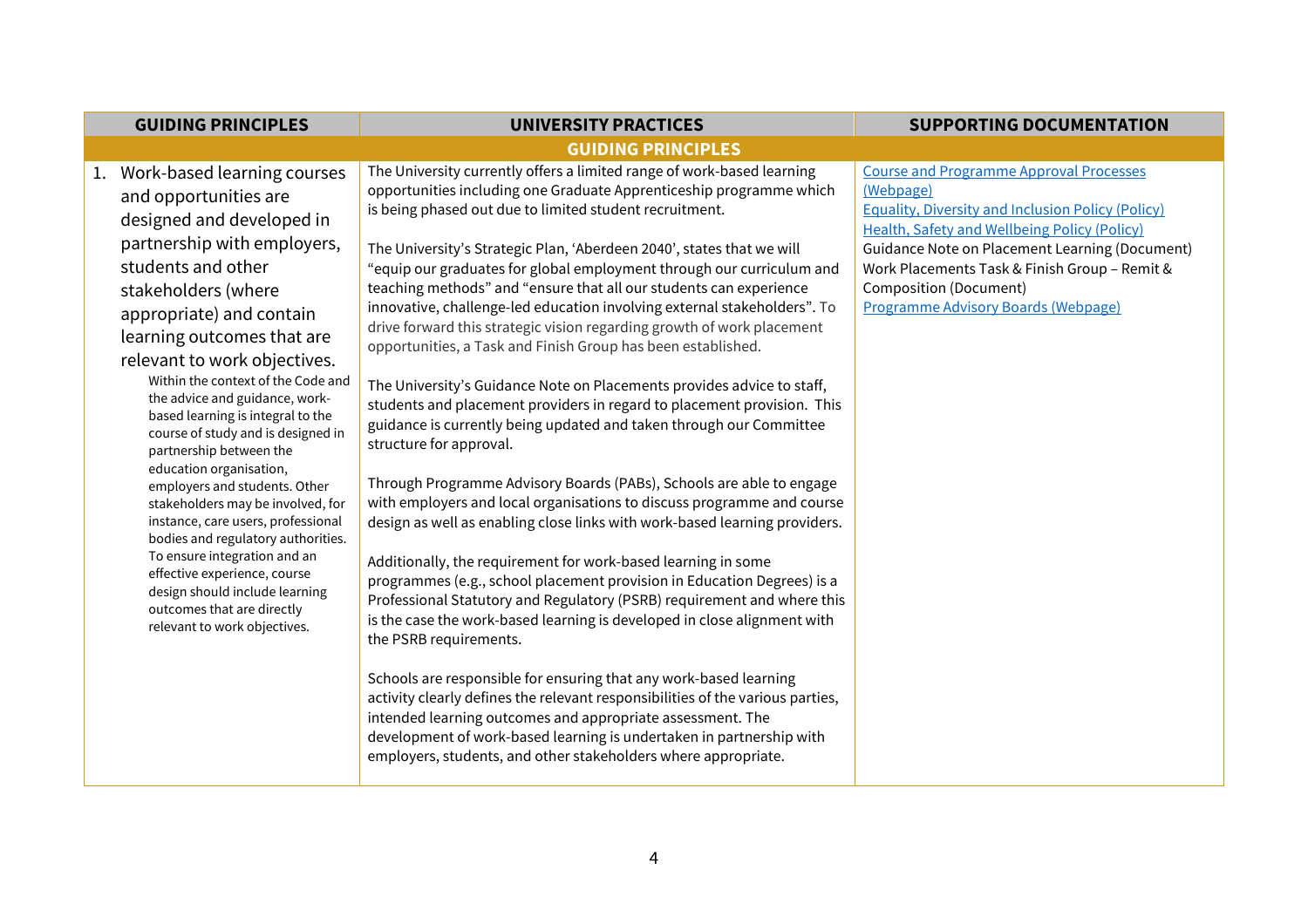| GUIDING PRINCIPLES | UNIVERSITY PRACTICES | SUPPORTING DOCUMENTATION |
|---|---|---|
| **GUIDING PRINCIPLES** | | |
| 1. Work-based learning courses and opportunities are designed and developed in partnership with employers, students and other stakeholders (where appropriate) and contain learning outcomes that are relevant to work objectives.<br>Within the context of the Code and the advice and guidance, work-based learning is integral to the course of study and is designed in partnership between the education organisation, employers and students. Other stakeholders may be involved, for instance, care users, professional bodies and regulatory authorities. To ensure integration and an effective experience, course design should include learning outcomes that are directly relevant to work objectives. | The University currently offers a limited range of work-based learning opportunities including one Graduate Apprenticeship programme which is being phased out due to limited student recruitment.<br><br>The University's Strategic Plan, 'Aberdeen 2040', states that we will "equip our graduates for global employment through our curriculum and teaching methods" and "ensure that all our students can experience innovative, challenge-led education involving external stakeholders". To drive forward this strategic vision regarding growth of work placement opportunities, a Task and Finish Group has been established.<br><br>The University's Guidance Note on Placements provides advice to staff, students and placement providers in regard to placement provision. This guidance is currently being updated and taken through our Committee structure for approval.<br><br>Through Programme Advisory Boards (PABs), Schools are able to engage with employers and local organisations to discuss programme and course design as well as enabling close links with work-based learning providers.<br><br>Additionally, the requirement for work-based learning in some programmes (e.g., school placement provision in Education Degrees) is a Professional Statutory and Regulatory (PSRB) requirement and where this is the case the work-based learning is developed in close alignment with the PSRB requirements.<br><br>Schools are responsible for ensuring that any work-based learning activity clearly defines the relevant responsibilities of the various parties, intended learning outcomes and appropriate assessment. The development of work-based learning is undertaken in partnership with employers, students, and other stakeholders where appropriate. | Course and Programme Approval Processes (Webpage)<br>Equality, Diversity and Inclusion Policy (Policy)<br>Health, Safety and Wellbeing Policy (Policy)<br>Guidance Note on Placement Learning (Document)<br>Work Placements Task & Finish Group – Remit & Composition (Document)<br>Programme Advisory Boards (Webpage) |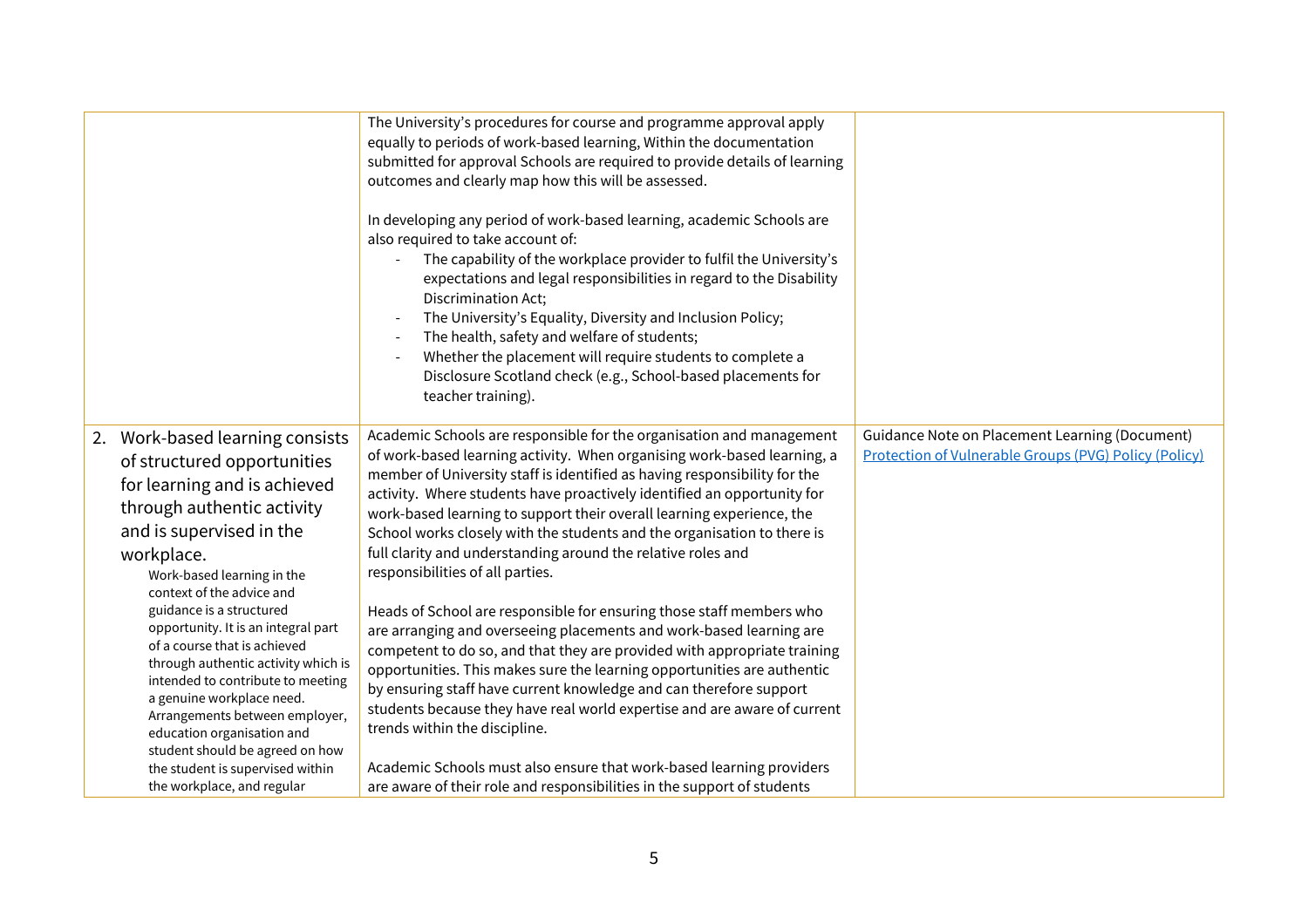| | | |
|---|---|---|
| | The University's procedures for course and programme approval apply equally to periods of work-based learning, Within the documentation submitted for approval Schools are required to provide details of learning outcomes and clearly map how this will be assessed.<br><br>In developing any period of work-based learning, academic Schools are also required to take account of:<br>- The capability of the workplace provider to fulfil the University's expectations and legal responsibilities in regard to the Disability Discrimination Act;<br>- The University's Equality, Diversity and Inclusion Policy;<br>- The health, safety and welfare of students;<br>- Whether the placement will require students to complete a Disclosure Scotland check (e.g., School-based placements for teacher training). | |
| 2. Work-based learning consists of structured opportunities for learning and is achieved through authentic activity and is supervised in the workplace.<br>Work-based learning in the context of the advice and guidance is a structured opportunity. It is an integral part of a course that is achieved through authentic activity which is intended to contribute to meeting a genuine workplace need. Arrangements between employer, education organisation and student should be agreed on how the student is supervised within the workplace, and regular | Academic Schools are responsible for the organisation and management of work-based learning activity. When organising work-based learning, a member of University staff is identified as having responsibility for the activity. Where students have proactively identified an opportunity for work-based learning to support their overall learning experience, the School works closely with the students and the organisation to there is full clarity and understanding around the relative roles and responsibilities of all parties.<br><br>Heads of School are responsible for ensuring those staff members who are arranging and overseeing placements and work-based learning are competent to do so, and that they are provided with appropriate training opportunities. This makes sure the learning opportunities are authentic by ensuring staff have current knowledge and can therefore support students because they have real world expertise and are aware of current trends within the discipline.<br><br>Academic Schools must also ensure that work-based learning providers are aware of their role and responsibilities in the support of students | Guidance Note on Placement Learning (Document)<br>Protection of Vulnerable Groups (PVG) Policy (Policy) |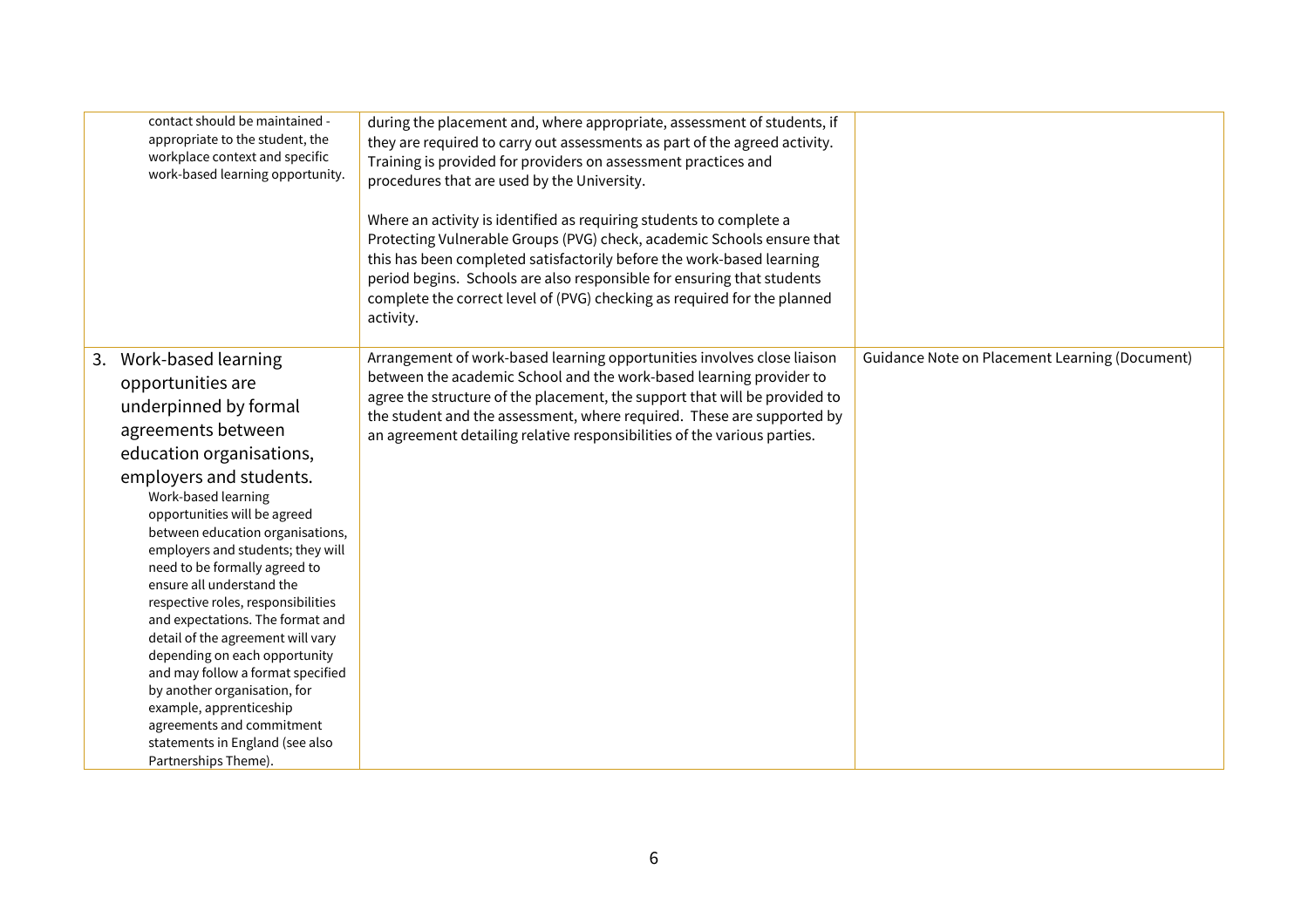| | | |
|---|---|---|
| contact should be maintained - appropriate to the student, the workplace context and specific work-based learning opportunity. | during the placement and, where appropriate, assessment of students, if they are required to carry out assessments as part of the agreed activity. Training is provided for providers on assessment practices and procedures that are used by the University.<br><br>Where an activity is identified as requiring students to complete a Protecting Vulnerable Groups (PVG) check, academic Schools ensure that this has been completed satisfactorily before the work-based learning period begins. Schools are also responsible for ensuring that students complete the correct level of (PVG) checking as required for the planned activity. | |
| 3. Work-based learning opportunities are underpinned by formal agreements between education organisations, employers and students.<br>Work-based learning opportunities will be agreed between education organisations, employers and students; they will need to be formally agreed to ensure all understand the respective roles, responsibilities and expectations. The format and detail of the agreement will vary depending on each opportunity and may follow a format specified by another organisation, for example, apprenticeship agreements and commitment statements in England (see also Partnerships Theme). | Arrangement of work-based learning opportunities involves close liaison between the academic School and the work-based learning provider to agree the structure of the placement, the support that will be provided to the student and the assessment, where required. These are supported by an agreement detailing relative responsibilities of the various parties. | Guidance Note on Placement Learning (Document) |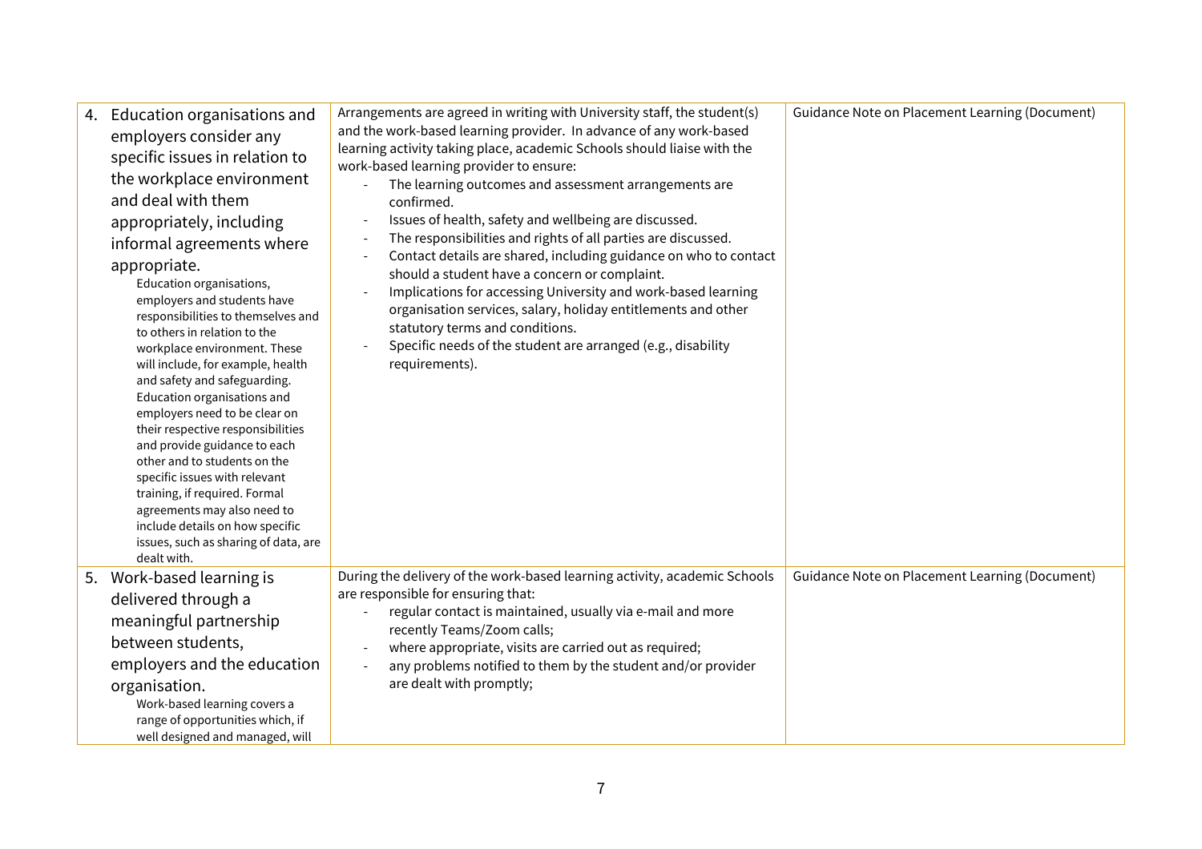| | | |
|---|---|---|
| 4. Education organisations and employers consider any specific issues in relation to the workplace environment and deal with them appropriately, including informal agreements where appropriate.<br>Education organisations, employers and students have responsibilities to themselves and to others in relation to the workplace environment. These will include, for example, health and safety and safeguarding. Education organisations and employers need to be clear on their respective responsibilities and provide guidance to each other and to students on the specific issues with relevant training, if required. Formal agreements may also need to include details on how specific issues, such as sharing of data, are dealt with. | Arrangements are agreed in writing with University staff, the student(s) and the work-based learning provider. In advance of any work-based learning activity taking place, academic Schools should liaise with the work-based learning provider to ensure:<br>- The learning outcomes and assessment arrangements are confirmed.<br>- Issues of health, safety and wellbeing are discussed.<br>- The responsibilities and rights of all parties are discussed.<br>- Contact details are shared, including guidance on who to contact should a student have a concern or complaint.<br>- Implications for accessing University and work-based learning organisation services, salary, holiday entitlements and other statutory terms and conditions.<br>- Specific needs of the student are arranged (e.g., disability requirements). | Guidance Note on Placement Learning (Document) |
| 5. Work-based learning is delivered through a meaningful partnership between students, employers and the education organisation.<br>Work-based learning covers a range of opportunities which, if well designed and managed, will | During the delivery of the work-based learning activity, academic Schools are responsible for ensuring that:<br>- regular contact is maintained, usually via e-mail and more recently Teams/Zoom calls;<br>- where appropriate, visits are carried out as required;<br>- any problems notified to them by the student and/or provider are dealt with promptly; | Guidance Note on Placement Learning (Document) |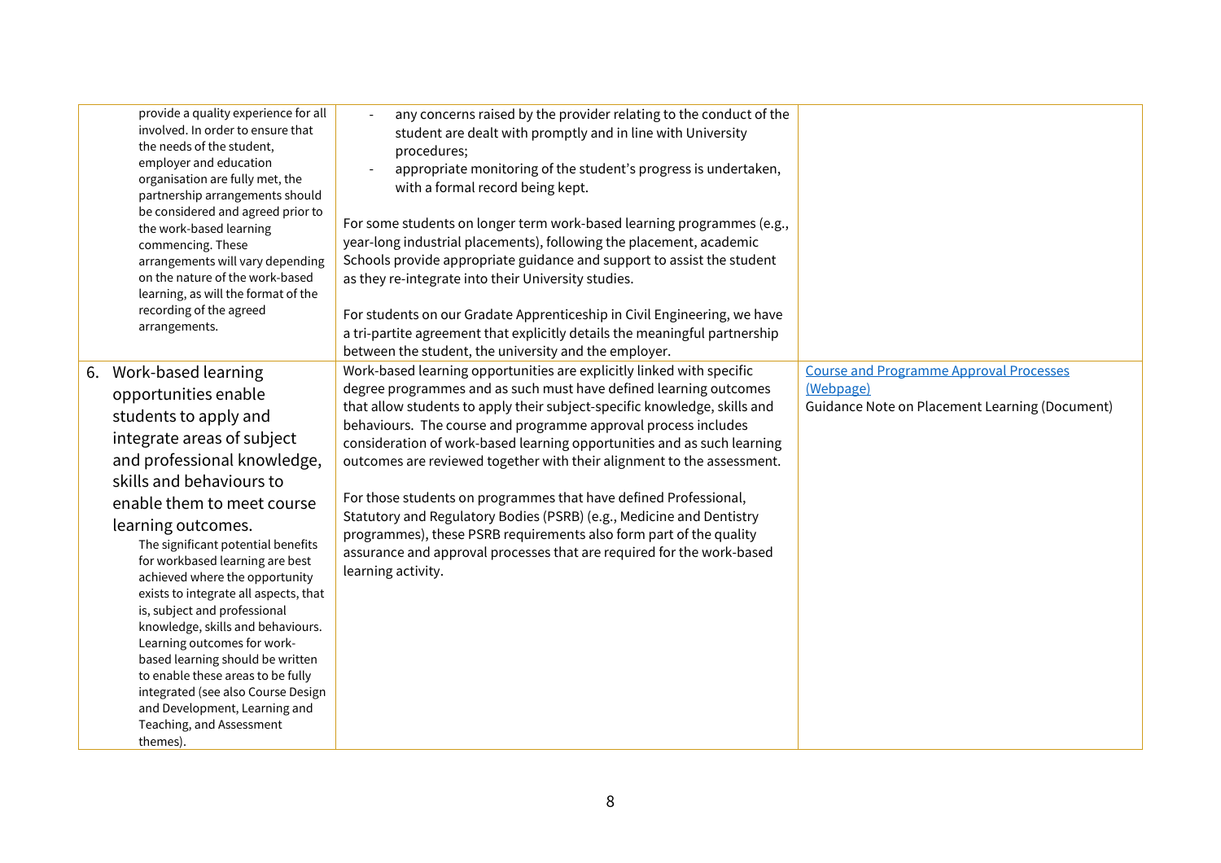| | | |
|---|---|---|
| provide a quality experience for all involved. In order to ensure that the needs of the student, employer and education organisation are fully met, the partnership arrangements should be considered and agreed prior to the work-based learning commencing. These arrangements will vary depending on the nature of the work-based learning, as will the format of the recording of the agreed arrangements. | - any concerns raised by the provider relating to the conduct of the student are dealt with promptly and in line with University procedures;<br>- appropriate monitoring of the student's progress is undertaken, with a formal record being kept.<br><br>For some students on longer term work-based learning programmes (e.g., year-long industrial placements), following the placement, academic Schools provide appropriate guidance and support to assist the student as they re-integrate into their University studies.<br><br>For students on our Gradate Apprenticeship in Civil Engineering, we have a tri-partite agreement that explicitly details the meaningful partnership between the student, the university and the employer. | |
| 6. Work-based learning opportunities enable students to apply and integrate areas of subject and professional knowledge, skills and behaviours to enable them to meet course learning outcomes.<br>The significant potential benefits for workbased learning are best achieved where the opportunity exists to integrate all aspects, that is, subject and professional knowledge, skills and behaviours. Learning outcomes for work-based learning should be written to enable these areas to be fully integrated (see also Course Design and Development, Learning and Teaching, and Assessment themes). | Work-based learning opportunities are explicitly linked with specific degree programmes and as such must have defined learning outcomes that allow students to apply their subject-specific knowledge, skills and behaviours. The course and programme approval process includes consideration of work-based learning opportunities and as such learning outcomes are reviewed together with their alignment to the assessment.<br><br>For those students on programmes that have defined Professional, Statutory and Regulatory Bodies (PSRB) (e.g., Medicine and Dentistry programmes), these PSRB requirements also form part of the quality assurance and approval processes that are required for the work-based learning activity. | Course and Programme Approval Processes (Webpage)<br>Guidance Note on Placement Learning (Document) |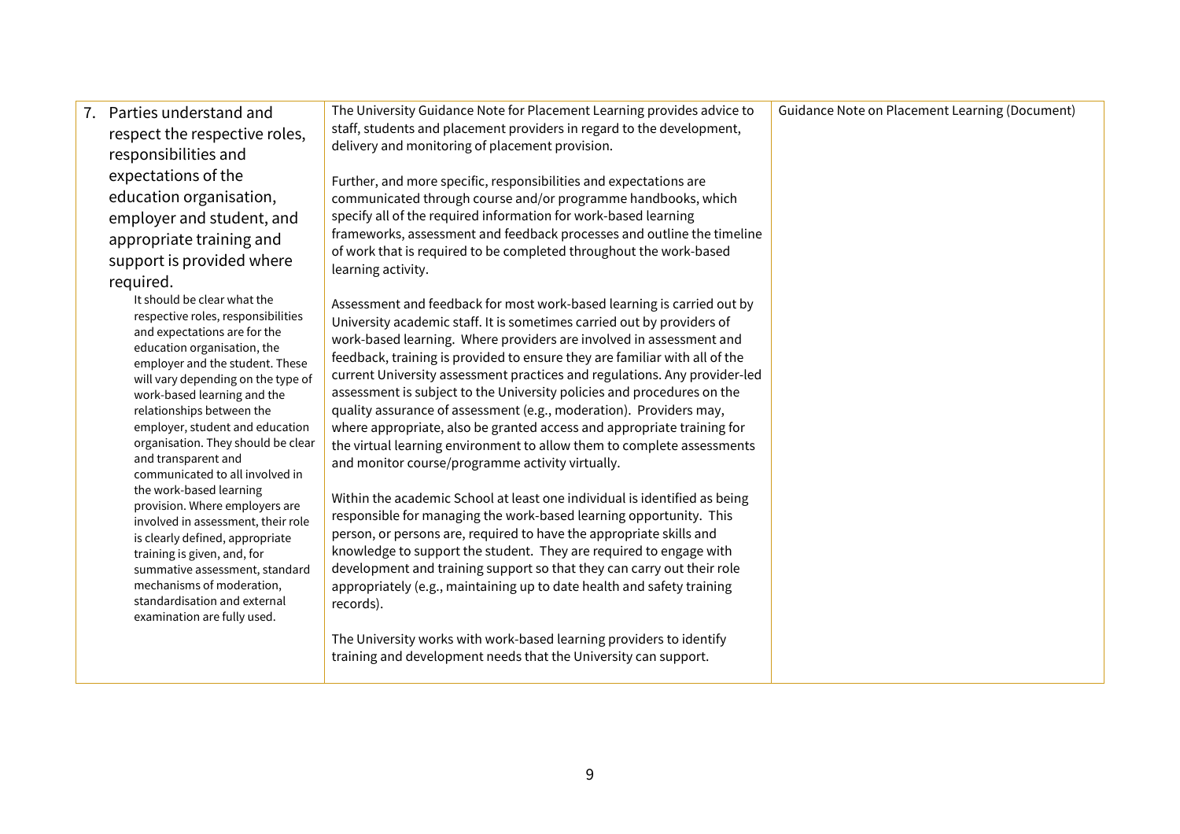| | | |
|---|---|---|
| 7. Parties understand and respect the respective roles, responsibilities and expectations of the education organisation, employer and student, and appropriate training and support is provided where required.<br><br>It should be clear what the respective roles, responsibilities and expectations are for the education organisation, the employer and the student. These will vary depending on the type of work-based learning and the relationships between the employer, student and education organisation. They should be clear and transparent and communicated to all involved in the work-based learning provision. Where employers are involved in assessment, their role is clearly defined, appropriate training is given, and, for summative assessment, standard mechanisms of moderation, standardisation and external examination are fully used. | The University Guidance Note for Placement Learning provides advice to staff, students and placement providers in regard to the development, delivery and monitoring of placement provision.<br><br>Further, and more specific, responsibilities and expectations are communicated through course and/or programme handbooks, which specify all of the required information for work-based learning frameworks, assessment and feedback processes and outline the timeline of work that is required to be completed throughout the work-based learning activity.<br><br>Assessment and feedback for most work-based learning is carried out by University academic staff. It is sometimes carried out by providers of work-based learning. Where providers are involved in assessment and feedback, training is provided to ensure they are familiar with all of the current University assessment practices and regulations. Any provider-led assessment is subject to the University policies and procedures on the quality assurance of assessment (e.g., moderation). Providers may, where appropriate, also be granted access and appropriate training for the virtual learning environment to allow them to complete assessments and monitor course/programme activity virtually.<br><br>Within the academic School at least one individual is identified as being responsible for managing the work-based learning opportunity. This person, or persons are, required to have the appropriate skills and knowledge to support the student. They are required to engage with development and training support so that they can carry out their role appropriately (e.g., maintaining up to date health and safety training records).<br><br>The University works with work-based learning providers to identify training and development needs that the University can support. | Guidance Note on Placement Learning (Document) |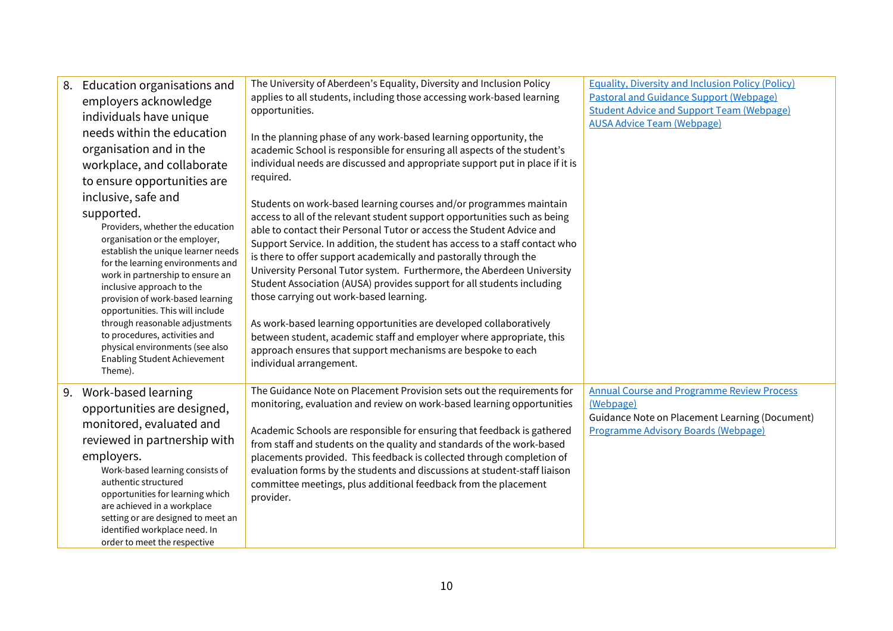| | | |
|---|---|---|
| 8. Education organisations and employers acknowledge individuals have unique needs within the education organisation and in the workplace, and collaborate to ensure opportunities are inclusive, safe and supported.<br>Providers, whether the education organisation or the employer, establish the unique learner needs for the learning environments and work in partnership to ensure an inclusive approach to the provision of work-based learning opportunities. This will include through reasonable adjustments to procedures, activities and physical environments (see also Enabling Student Achievement Theme). | The University of Aberdeen's Equality, Diversity and Inclusion Policy applies to all students, including those accessing work-based learning opportunities.<br><br>In the planning phase of any work-based learning opportunity, the academic School is responsible for ensuring all aspects of the student's individual needs are discussed and appropriate support put in place if it is required.<br><br>Students on work-based learning courses and/or programmes maintain access to all of the relevant student support opportunities such as being able to contact their Personal Tutor or access the Student Advice and Support Service. In addition, the student has access to a staff contact who is there to offer support academically and pastorally through the University Personal Tutor system. Furthermore, the Aberdeen University Student Association (AUSA) provides support for all students including those carrying out work-based learning.<br><br>As work-based learning opportunities are developed collaboratively between student, academic staff and employer where appropriate, this approach ensures that support mechanisms are bespoke to each individual arrangement. | Equality, Diversity and Inclusion Policy (Policy)<br>Pastoral and Guidance Support (Webpage)<br>Student Advice and Support Team (Webpage)<br>AUSA Advice Team (Webpage) |
| 9. Work-based learning opportunities are designed, monitored, evaluated and reviewed in partnership with employers.<br>Work-based learning consists of authentic structured opportunities for learning which are achieved in a workplace setting or are designed to meet an identified workplace need. In order to meet the respective | The Guidance Note on Placement Provision sets out the requirements for monitoring, evaluation and review on work-based learning opportunities<br><br>Academic Schools are responsible for ensuring that feedback is gathered from staff and students on the quality and standards of the work-based placements provided. This feedback is collected through completion of evaluation forms by the students and discussions at student-staff liaison committee meetings, plus additional feedback from the placement provider. | Annual Course and Programme Review Process (Webpage)<br>Guidance Note on Placement Learning (Document)<br>Programme Advisory Boards (Webpage) |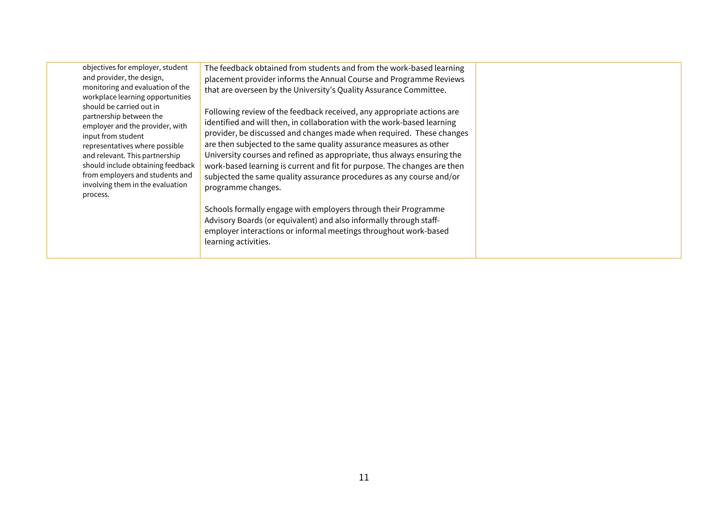| | | |
|---|---|---|
| objectives for employer, student and provider, the design, monitoring and evaluation of the workplace learning opportunities should be carried out in partnership between the employer and the provider, with input from student representatives where possible and relevant. This partnership should include obtaining feedback from employers and students and involving them in the evaluation process. | The feedback obtained from students and from the work-based learning placement provider informs the Annual Course and Programme Reviews that are overseen by the University's Quality Assurance Committee.<br><br>Following review of the feedback received, any appropriate actions are identified and will then, in collaboration with the work-based learning provider, be discussed and changes made when required. These changes are then subjected to the same quality assurance measures as other University courses and refined as appropriate, thus always ensuring the work-based learning is current and fit for purpose. The changes are then subjected the same quality assurance procedures as any course and/or programme changes.<br><br>Schools formally engage with employers through their Programme Advisory Boards (or equivalent) and also informally through staff-employer interactions or informal meetings throughout work-based learning activities. | |